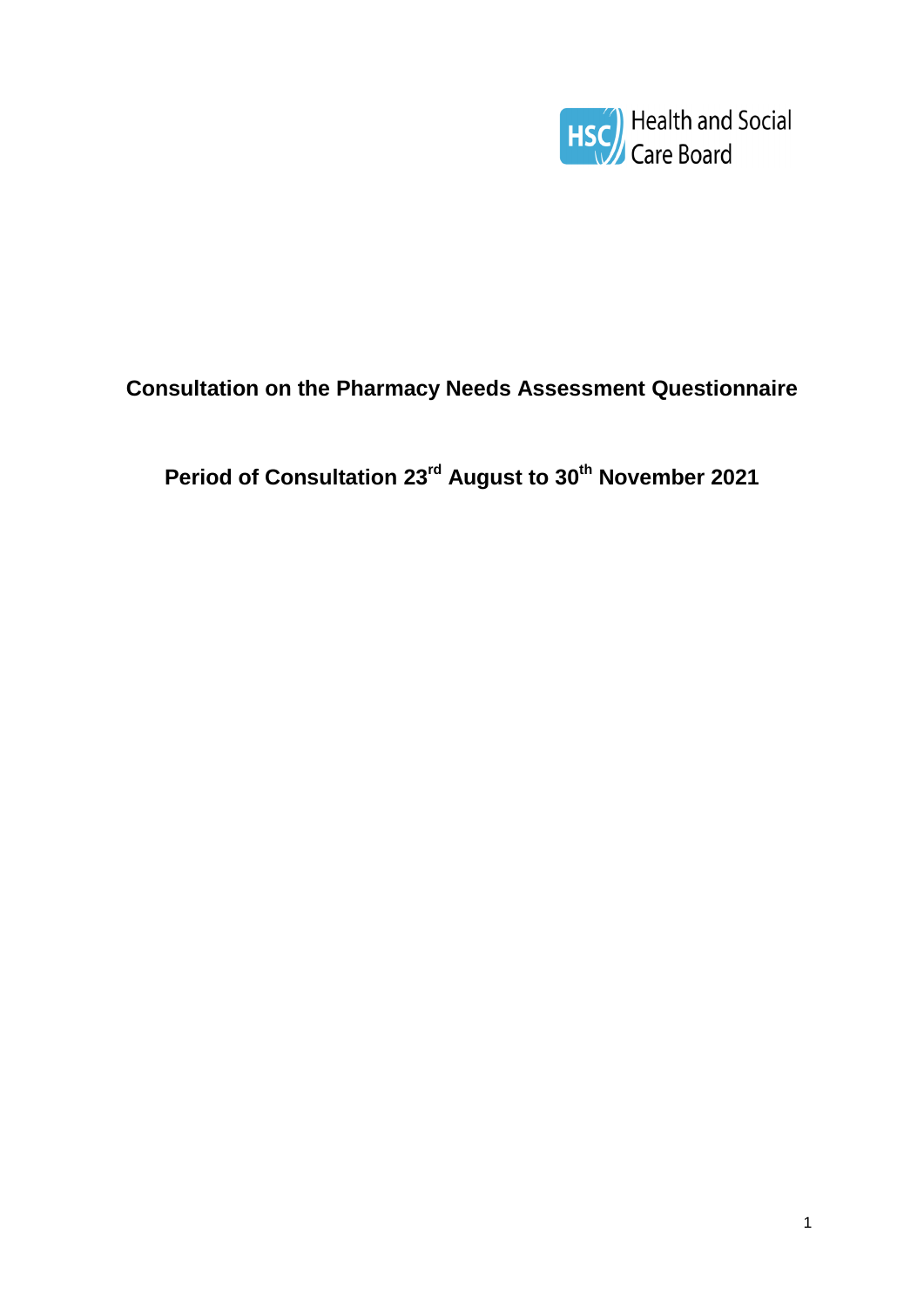Health and Social Care Board

# Consultation on the Pharmacy Needs Assessment Questionnaire

## Period of Consultation 23rd August to 30th November 2021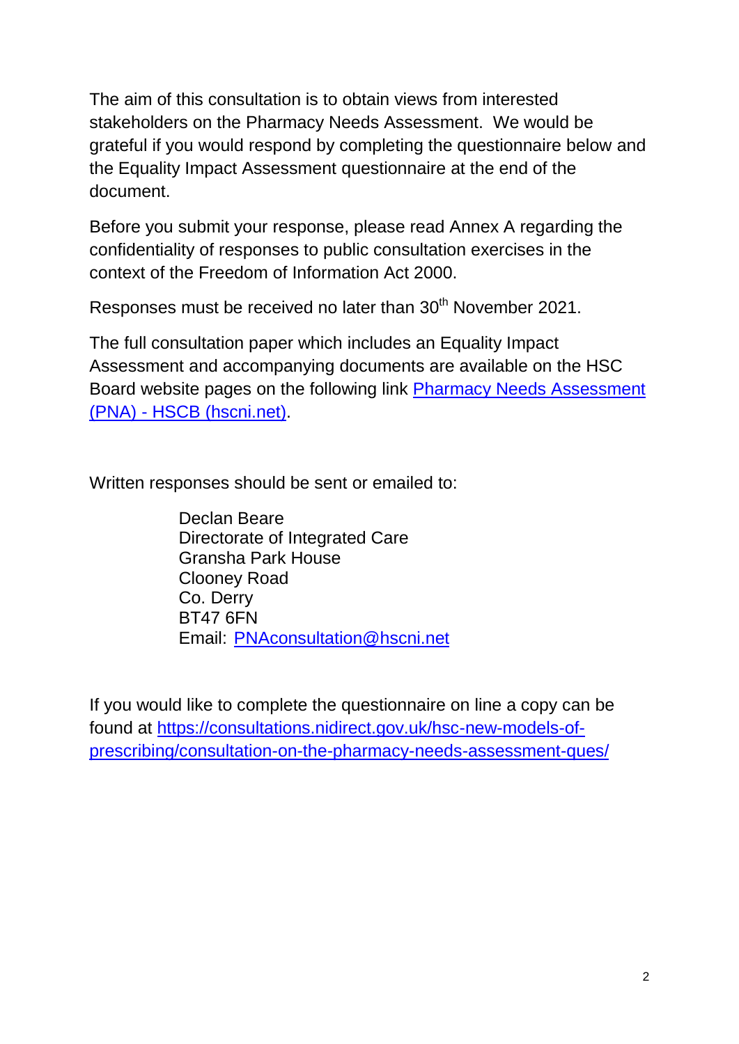The aim of this consultation is to obtain views from interested stakeholders on the Pharmacy Needs Assessment. We would be grateful if you would respond by completing the questionnaire below and the Equality Impact Assessment questionnaire at the end of the document.

Before you submit your response, please read Annex A regarding the confidentiality of responses to public consultation exercises in the context of the Freedom of Information Act 2000.

Responses must be received no later than 30th November 2021.

The full consultation paper which includes an Equality Impact Assessment and accompanying documents are available on the HSC Board website pages on the following link [Pharmacy Needs Assessment (PNA) - HSCB (hscni.net)](Pharmacy Needs Assessment (PNA) - HSCB (hscni.net)).

Written responses should be sent or emailed to:

> Declan Beare
> Directorate of Integrated Care
> Gransha Park House
> Clooney Road
> Co. Derry
> BT47 6FN
> Email: [PNAconsultation@hscni.net](mailto:PNAconsultation@hscni.net)

If you would like to complete the questionnaire on line a copy can be found at [https://consultations.nidirect.gov.uk/hsc-new-models-of-prescribing/consultation-on-the-pharmacy-needs-assessment-ques/](https://consultations.nidirect.gov.uk/hsc-new-models-of-prescribing/consultation-on-the-pharmacy-needs-assessment-ques/)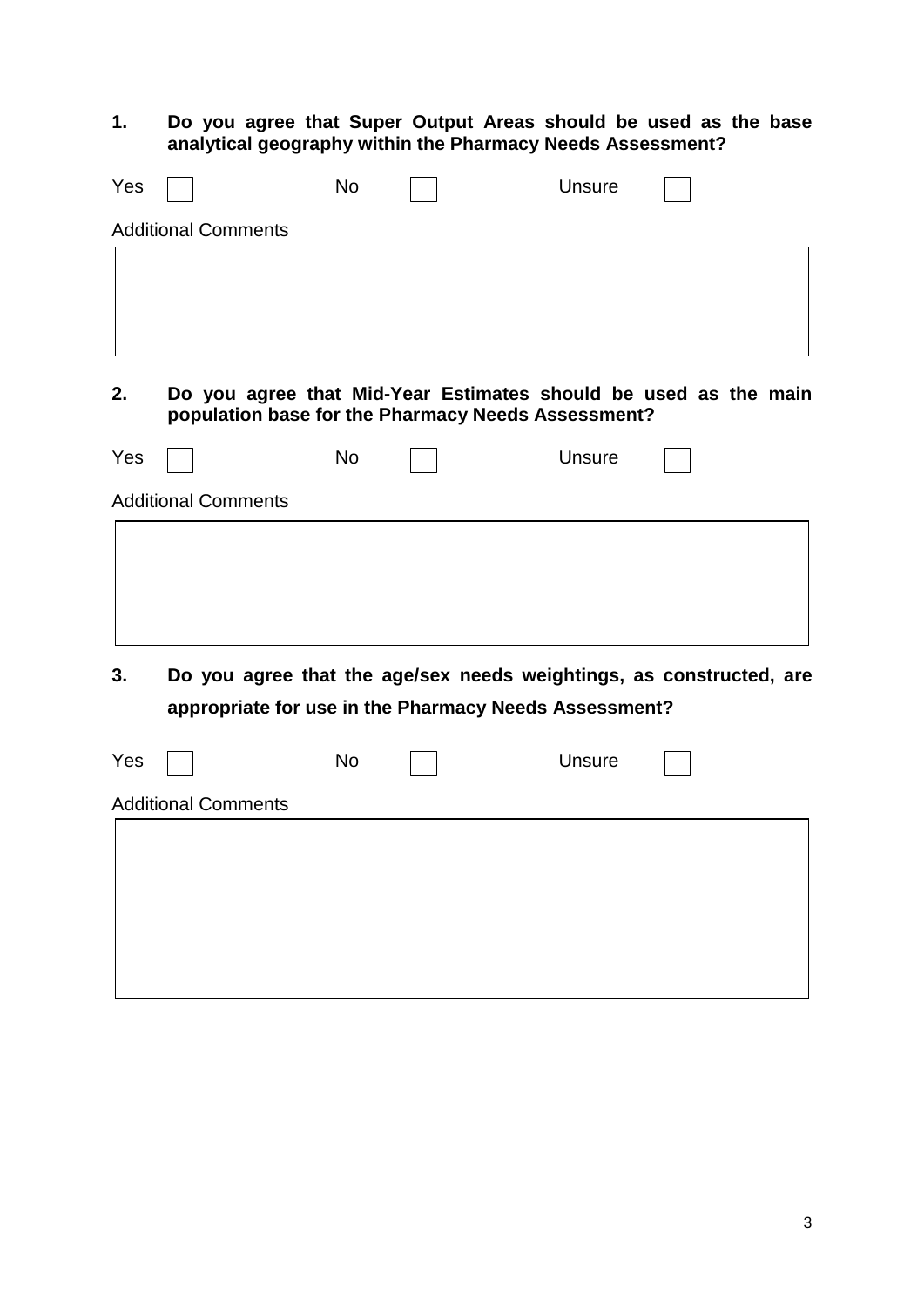**1. Do you agree that Super Output Areas should be used as the base analytical geography within the Pharmacy Needs Assessment?**

Yes ☐ No ☐ Unsure ☐

Additional Comments

| |
|---|
| |

**2. Do you agree that Mid-Year Estimates should be used as the main population base for the Pharmacy Needs Assessment?**

Yes ☐ No ☐ Unsure ☐

Additional Comments

| |
|---|
| |

**3. Do you agree that the age/sex needs weightings, as constructed, are appropriate for use in the Pharmacy Needs Assessment?**

Yes ☐ No ☐ Unsure ☐

Additional Comments

| |
|---|
| |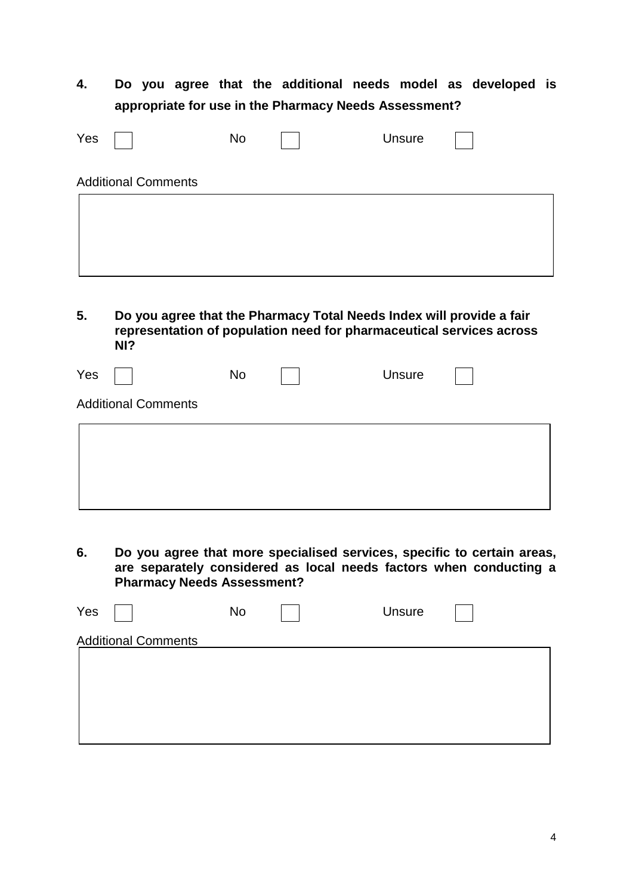**4. Do you agree that the additional needs model as developed is appropriate for use in the Pharmacy Needs Assessment?**

Yes ☐ No ☐ Unsure ☐

Additional Comments

| |
|---|
| |

**5. Do you agree that the Pharmacy Total Needs Index will provide a fair representation of population need for pharmaceutical services across NI?**

Yes ☐ No ☐ Unsure ☐

Additional Comments

| |
|---|
| |

**6. Do you agree that more specialised services, specific to certain areas, are separately considered as local needs factors when conducting a Pharmacy Needs Assessment?**

Yes ☐ No ☐ Unsure ☐

Additional Comments

| |
|---|
| |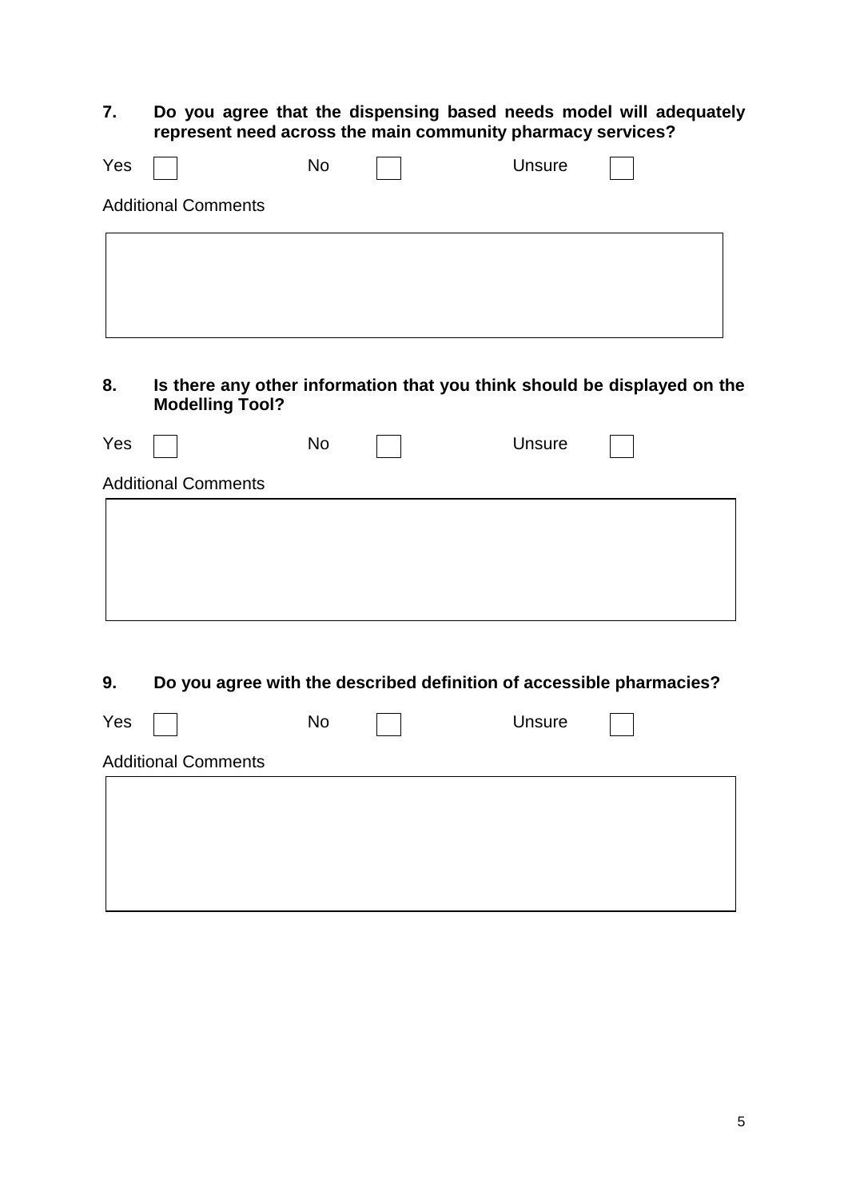**7. Do you agree that the dispensing based needs model will adequately represent need across the main community pharmacy services?**

Yes ☐ No ☐ Unsure ☐

Additional Comments

| |
|---|
| |

**8. Is there any other information that you think should be displayed on the Modelling Tool?**

Yes ☐ No ☐ Unsure ☐

Additional Comments

| |
|---|
| |

**9. Do you agree with the described definition of accessible pharmacies?**

Yes ☐ No ☐ Unsure ☐

Additional Comments

| |
|---|
| |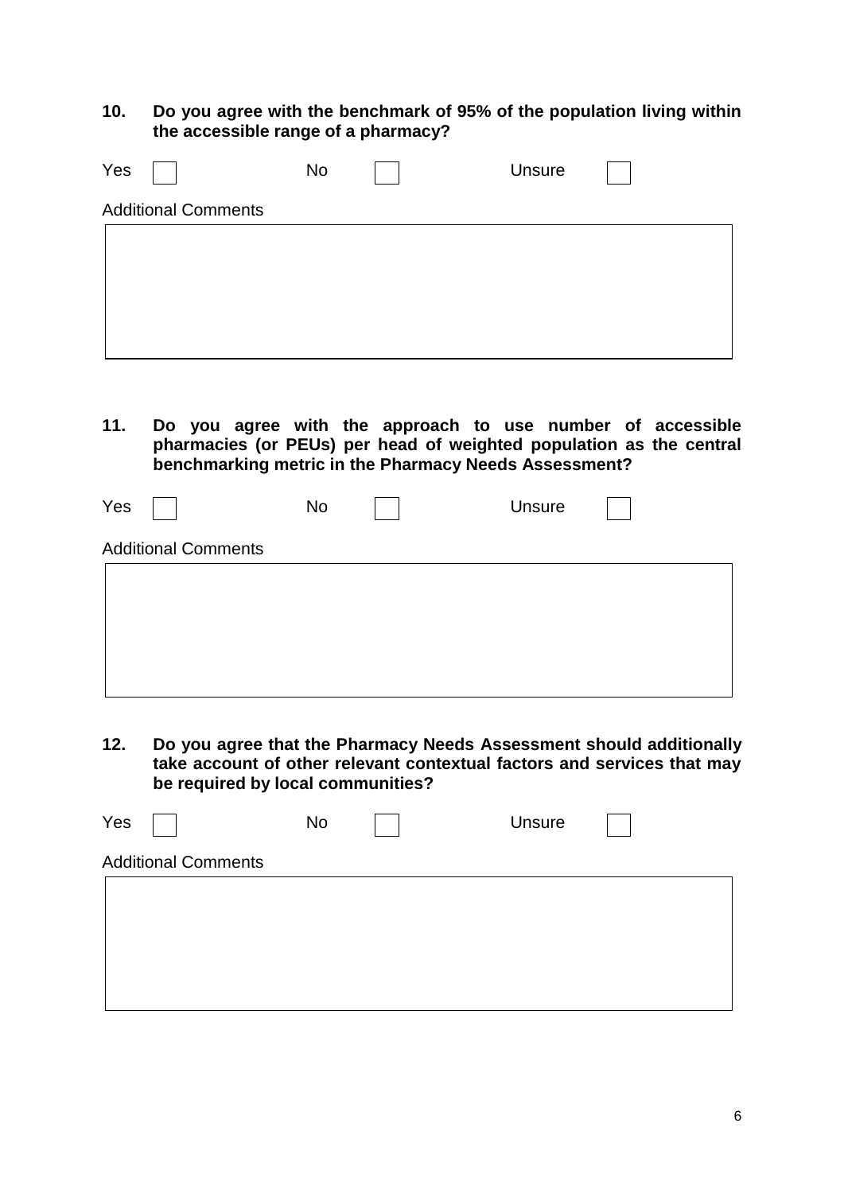**10. Do you agree with the benchmark of 95% of the population living within the accessible range of a pharmacy?**

Yes ☐ No ☐ Unsure ☐

Additional Comments

**11. Do you agree with the approach to use number of accessible pharmacies (or PEUs) per head of weighted population as the central benchmarking metric in the Pharmacy Needs Assessment?**

Yes ☐ No ☐ Unsure ☐

Additional Comments

**12. Do you agree that the Pharmacy Needs Assessment should additionally take account of other relevant contextual factors and services that may be required by local communities?**

Yes ☐ No ☐ Unsure ☐

Additional Comments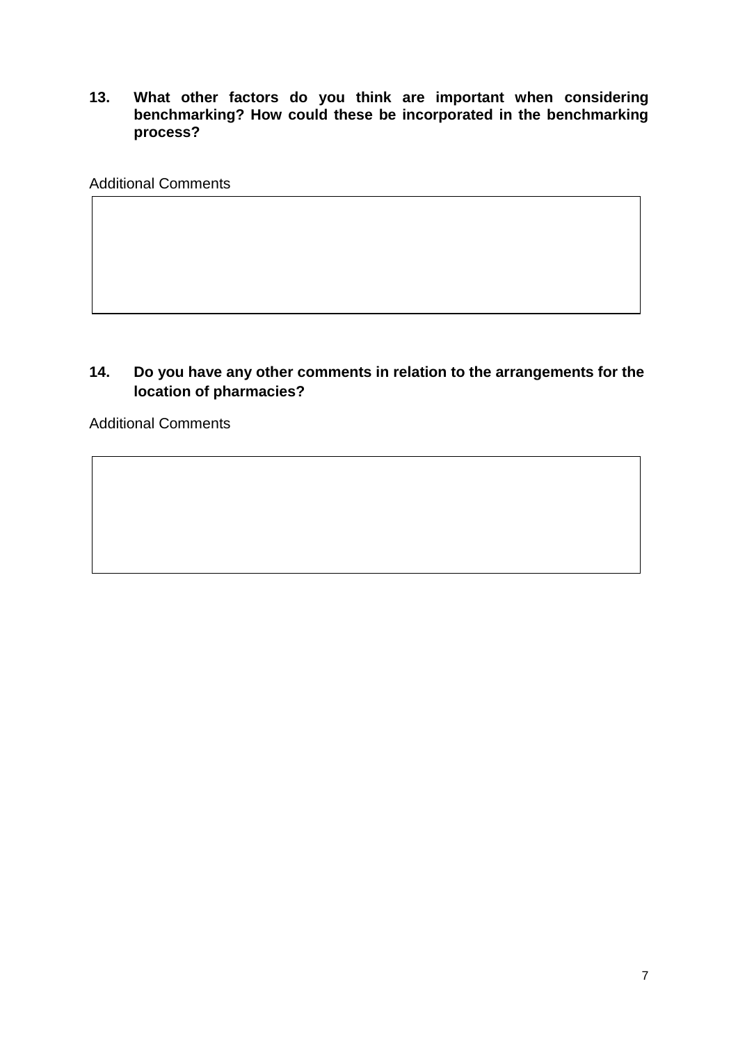**13. What other factors do you think are important when considering benchmarking? How could these be incorporated in the benchmarking process?**

Additional Comments

| |
|---|
| |

**14. Do you have any other comments in relation to the arrangements for the location of pharmacies?**

Additional Comments

| |
|---|
| |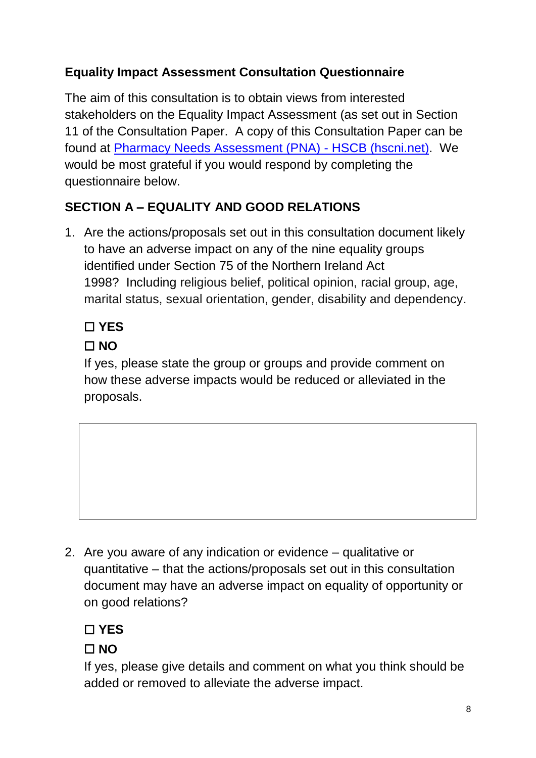**Equality Impact Assessment Consultation Questionnaire**

The aim of this consultation is to obtain views from interested stakeholders on the Equality Impact Assessment (as set out in Section 11 of the Consultation Paper. A copy of this Consultation Paper can be found at [Pharmacy Needs Assessment (PNA) - HSCB (hscni.net)](). We would be most grateful if you would respond by completing the questionnaire below.

**SECTION A – EQUALITY AND GOOD RELATIONS**

1. Are the actions/proposals set out in this consultation document likely to have an adverse impact on any of the nine equality groups identified under Section 75 of the Northern Ireland Act 1998? Including religious belief, political opinion, racial group, age, marital status, sexual orientation, gender, disability and dependency.

   ☐ **YES**

   ☐ **NO**

   If yes, please state the group or groups and provide comment on how these adverse impacts would be reduced or alleviated in the proposals.

|   |
|---|
|   |

2. Are you aware of any indication or evidence – qualitative or quantitative – that the actions/proposals set out in this consultation document may have an adverse impact on equality of opportunity or on good relations?

   ☐ **YES**

   ☐ **NO**

   If yes, please give details and comment on what you think should be added or removed to alleviate the adverse impact.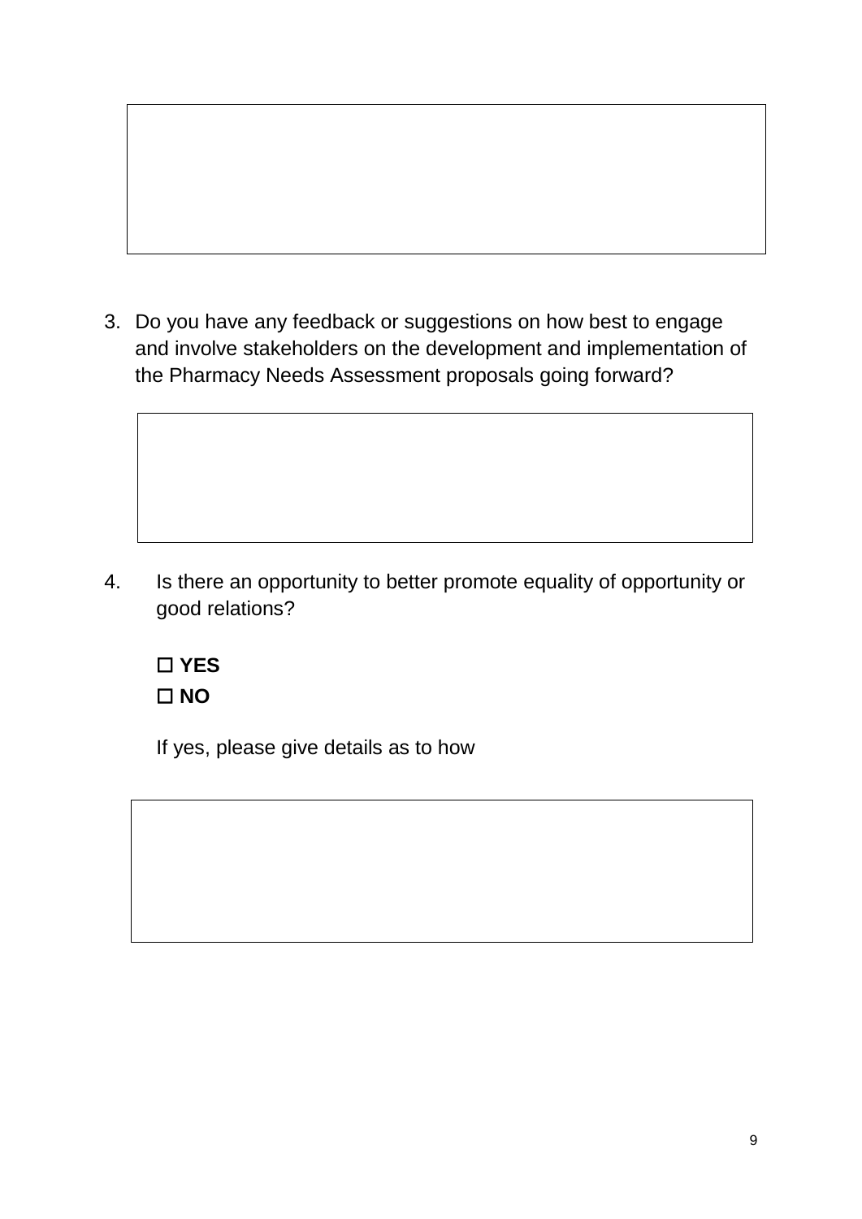3. Do you have any feedback or suggestions on how best to engage and involve stakeholders on the development and implementation of the Pharmacy Needs Assessment proposals going forward?

4. Is there an opportunity to better promote equality of opportunity or good relations?

   ☐ **YES**
   ☐ **NO**

   If yes, please give details as to how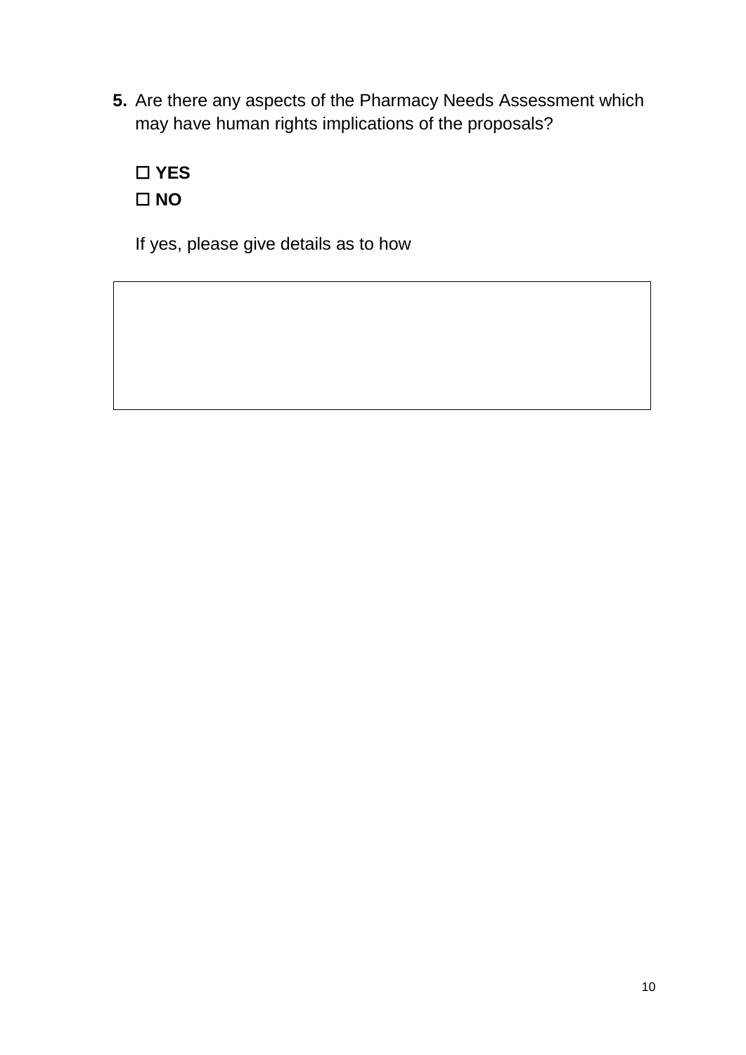**5.** Are there any aspects of the Pharmacy Needs Assessment which may have human rights implications of the proposals?

☐ **YES**

☐ **NO**

If yes, please give details as to how

| |
|---|
| |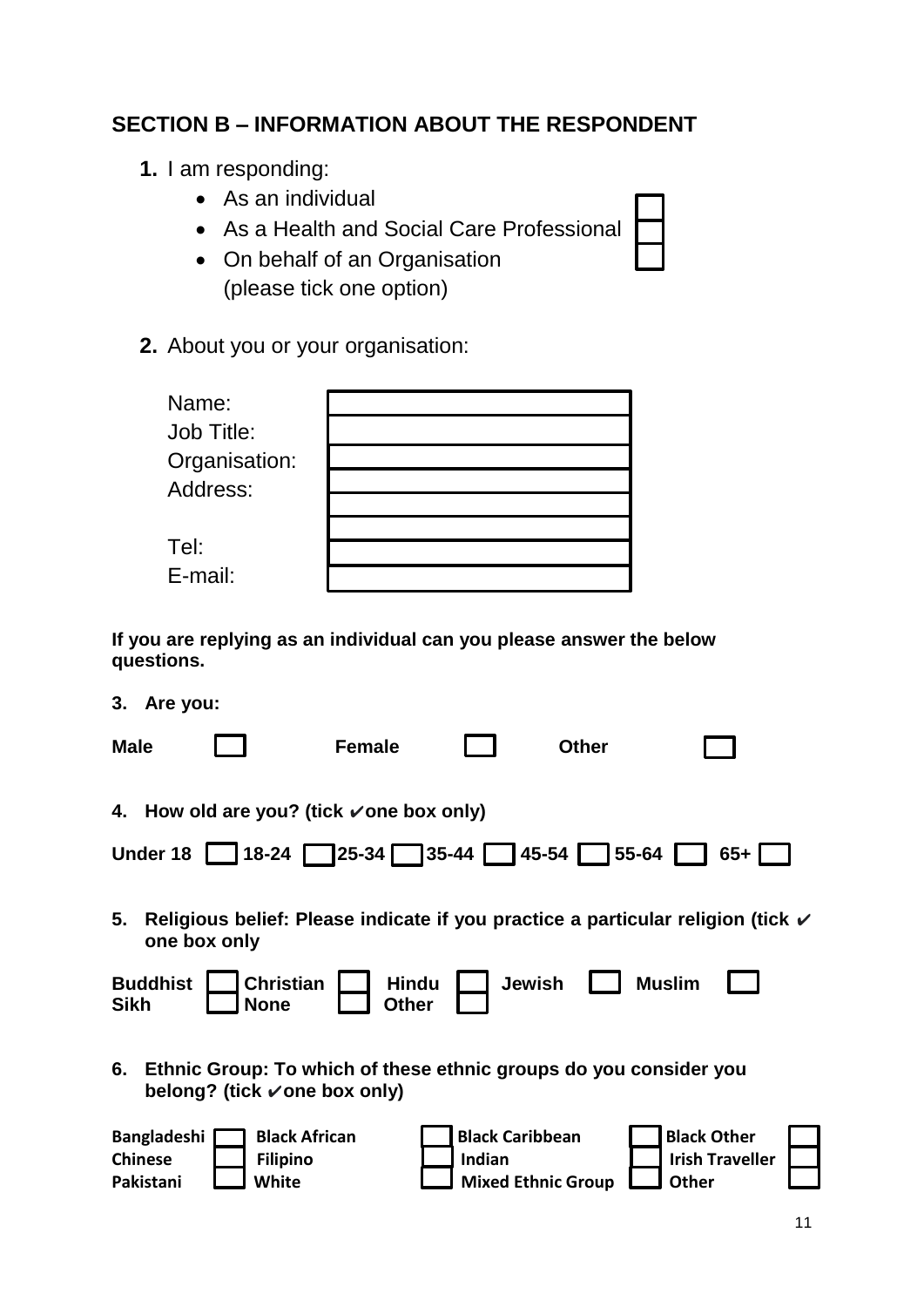## SECTION B – INFORMATION ABOUT THE RESPONDENT

1. I am responding:
   - As an individual ☐
   - As a Health and Social Care Professional ☐
   - On behalf of an Organisation ☐
     (please tick one option)

2. About you or your organisation:

| | |
|---|---|
| Name: | |
| Job Title: | |
| Organisation: | |
| Address: | |
| | |
| Tel: | |
| E-mail: | |

**If you are replying as an individual can you please answer the below questions.**

**3. Are you:**

**Male** ☐ **Female** ☐ **Other** ☐

**4. How old are you? (tick ✔one box only)**

**Under 18** ☐ **18-24** ☐ **25-34** ☐ **35-44** ☐ **45-54** ☐ **55-64** ☐ **65+** ☐

**5. Religious belief: Please indicate if you practice a particular religion (tick ✔ one box only**

**Buddhist** ☐ **Christian** ☐ **Hindu** ☐ **Jewish** ☐ **Muslim** ☐
**Sikh** ☐ **None** ☐ **Other** ☐

**6. Ethnic Group: To which of these ethnic groups do you consider you belong? (tick ✔one box only)**

**Bangladeshi** ☐ **Black African** ☐ **Black Caribbean** ☐ **Black Other** ☐
**Chinese** ☐ **Filipino** ☐ **Indian** ☐ **Irish Traveller** ☐
**Pakistani** ☐ **White** ☐ **Mixed Ethnic Group** ☐ **Other** ☐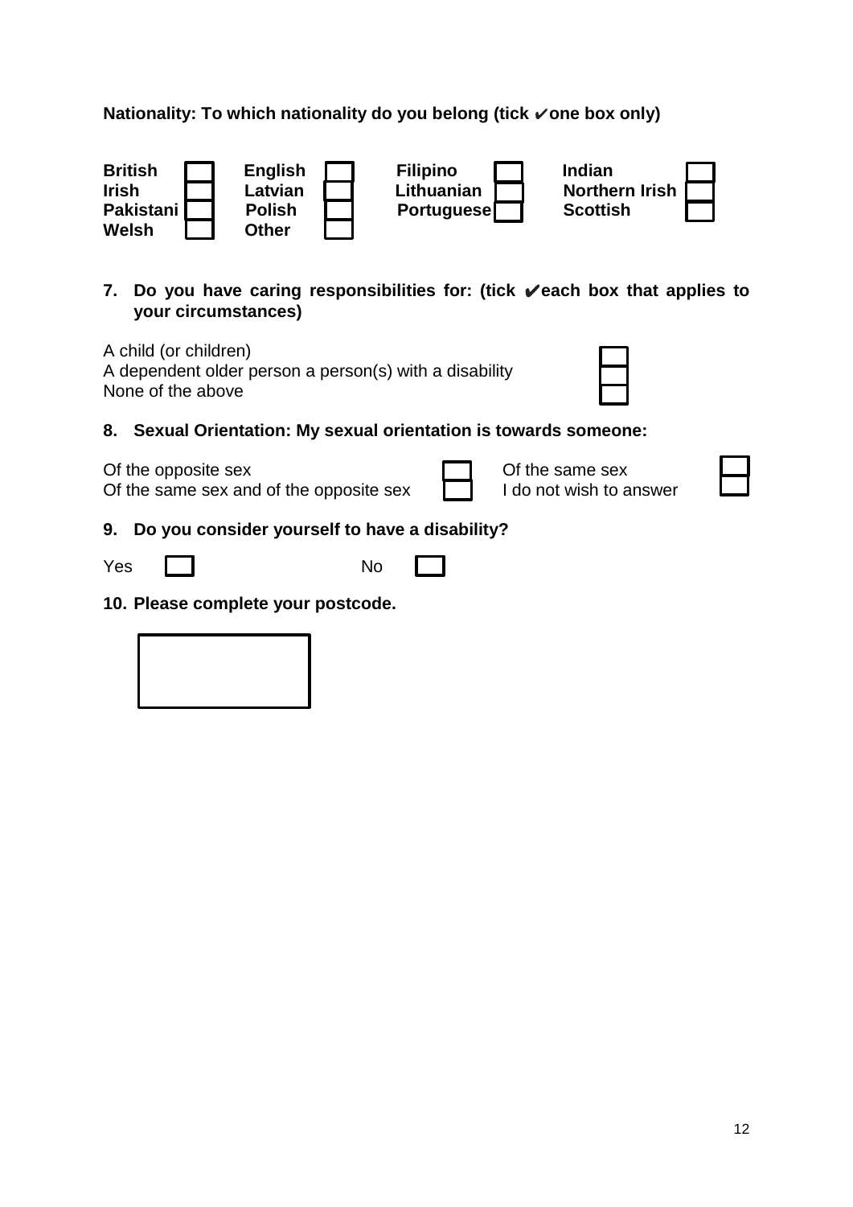**Nationality: To which nationality do you belong (tick ✔one box only)**

| | | | | | | | |
|---|---|---|---|---|---|---|---|
| **British** | ☐ | **English** | ☐ | **Filipino** | ☐ | **Indian** | ☐ |
| **Irish** | ☐ | **Latvian** | ☐ | **Lithuanian** | ☐ | **Northern Irish** | ☐ |
| **Pakistani** | ☐ | **Polish** | ☐ | **Portuguese** | ☐ | **Scottish** | ☐ |
| **Welsh** | ☐ | **Other** | ☐ | | | | |

**7. Do you have caring responsibilities for: (tick ✔each box that applies to your circumstances)**

A child (or children) ☐
A dependent older person a person(s) with a disability ☐
None of the above ☐

**8. Sexual Orientation: My sexual orientation is towards someone:**

Of the opposite sex ☐ Of the same sex ☐
Of the same sex and of the opposite sex ☐ I do not wish to answer ☐

**9. Do you consider yourself to have a disability?**

Yes ☐ No ☐

**10. Please complete your postcode.**

☐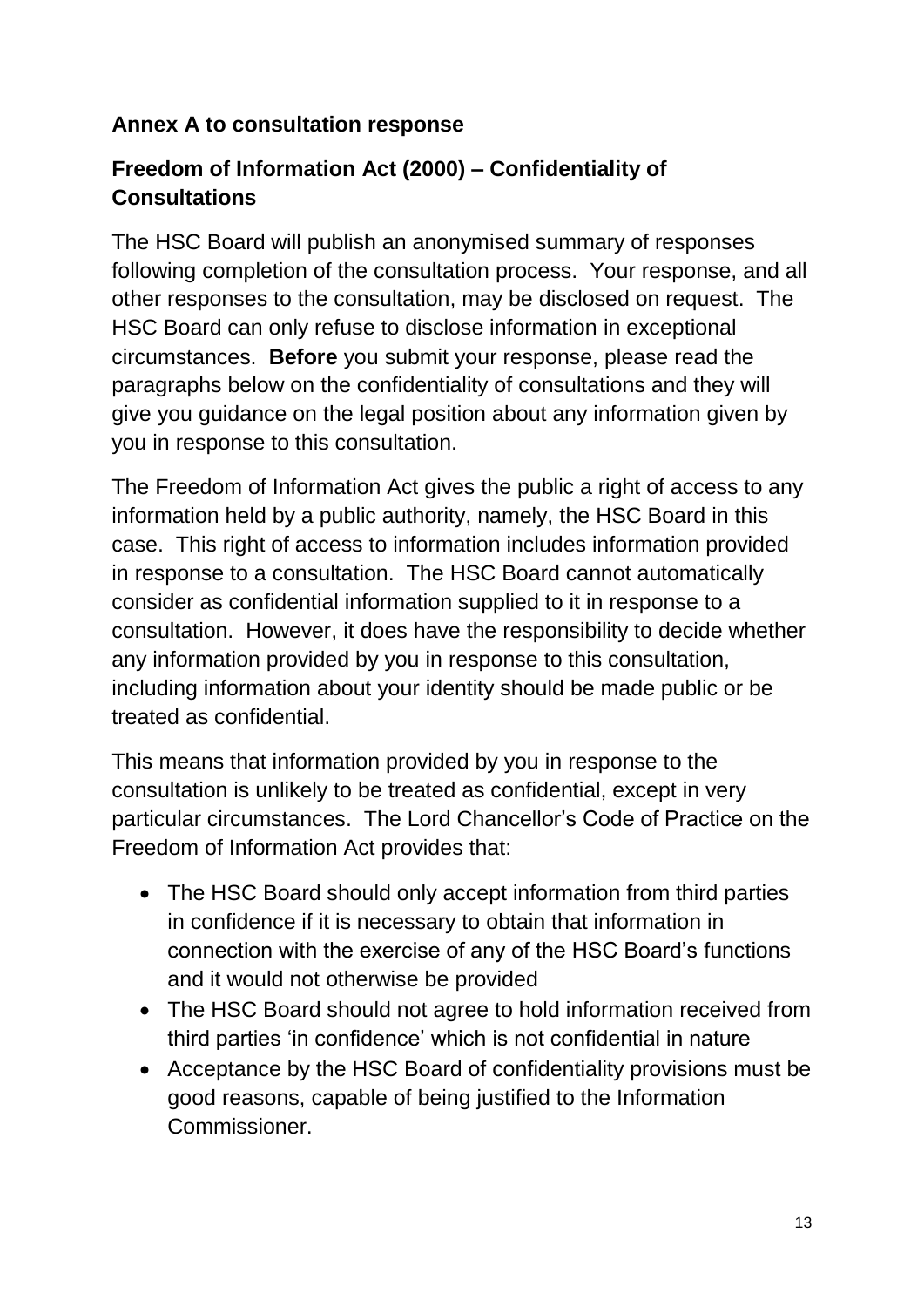**Annex A to consultation response**

**Freedom of Information Act (2000) – Confidentiality of Consultations**

The HSC Board will publish an anonymised summary of responses following completion of the consultation process. Your response, and all other responses to the consultation, may be disclosed on request. The HSC Board can only refuse to disclose information in exceptional circumstances. **Before** you submit your response, please read the paragraphs below on the confidentiality of consultations and they will give you guidance on the legal position about any information given by you in response to this consultation.

The Freedom of Information Act gives the public a right of access to any information held by a public authority, namely, the HSC Board in this case. This right of access to information includes information provided in response to a consultation. The HSC Board cannot automatically consider as confidential information supplied to it in response to a consultation. However, it does have the responsibility to decide whether any information provided by you in response to this consultation, including information about your identity should be made public or be treated as confidential.

This means that information provided by you in response to the consultation is unlikely to be treated as confidential, except in very particular circumstances. The Lord Chancellor's Code of Practice on the Freedom of Information Act provides that:

- The HSC Board should only accept information from third parties in confidence if it is necessary to obtain that information in connection with the exercise of any of the HSC Board's functions and it would not otherwise be provided
- The HSC Board should not agree to hold information received from third parties 'in confidence' which is not confidential in nature
- Acceptance by the HSC Board of confidentiality provisions must be good reasons, capable of being justified to the Information Commissioner.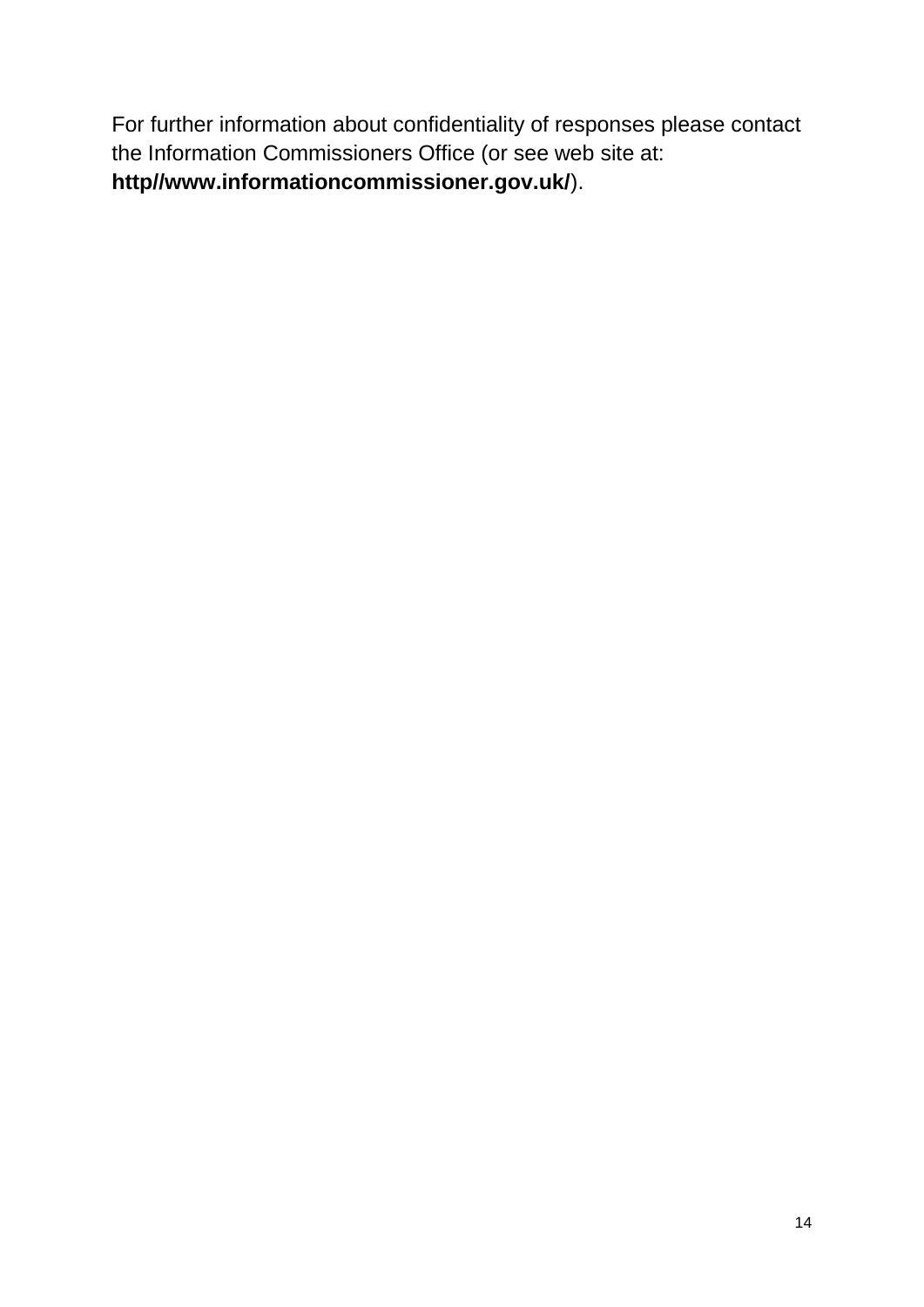For further information about confidentiality of responses please contact the Information Commissioners Office (or see web site at: **http//www.informationcommissioner.gov.uk/**).